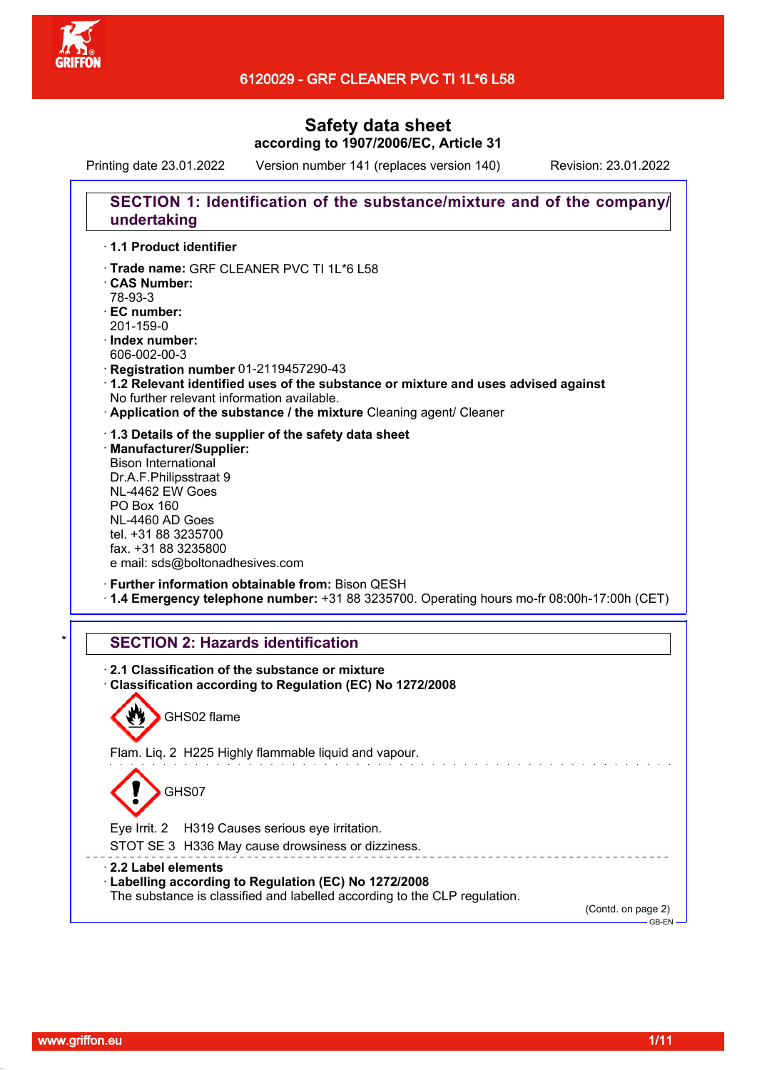# 6120029 - GRF CLEANER PVC TI 1L*6 L58

## Safety data sheet
**according to 1907/2006/EC, Article 31**

Printing date 23.01.2022 Version number 141 (replaces version 140) Revision: 23.01.2022

### SECTION 1: Identification of the substance/mixture and of the company/undertaking

· **1.1 Product identifier**

· **Trade name:** GRF CLEANER PVC TI 1L*6 L58
· **CAS Number:**
78-93-3
· **EC number:**
201-159-0
· **Index number:**
606-002-00-3
· **Registration number** 01-2119457290-43
· **1.2 Relevant identified uses of the substance or mixture and uses advised against**
No further relevant information available.
· **Application of the substance / the mixture** Cleaning agent/ Cleaner

· **1.3 Details of the supplier of the safety data sheet**
· **Manufacturer/Supplier:**
Bison International
Dr.A.F.Philipsstraat 9
NL-4462 EW Goes
PO Box 160
NL-4460 AD Goes
tel. +31 88 3235700
fax. +31 88 3235800
e mail: sds@boltonadhesives.com

· **Further information obtainable from:** Bison QESH
· **1.4 Emergency telephone number:** +31 88 3235700. Operating hours mo-fr 08:00h-17:00h (CET)

\*

### SECTION 2: Hazards identification

· **2.1 Classification of the substance or mixture**
· **Classification according to Regulation (EC) No 1272/2008**

GHS02 flame

Flam. Liq. 2 H225 Highly flammable liquid and vapour.

GHS07

Eye Irrit. 2 H319 Causes serious eye irritation.
STOT SE 3 H336 May cause drowsiness or dizziness.

· **2.2 Label elements**
· **Labelling according to Regulation (EC) No 1272/2008**
The substance is classified and labelled according to the CLP regulation.

(Contd. on page 2)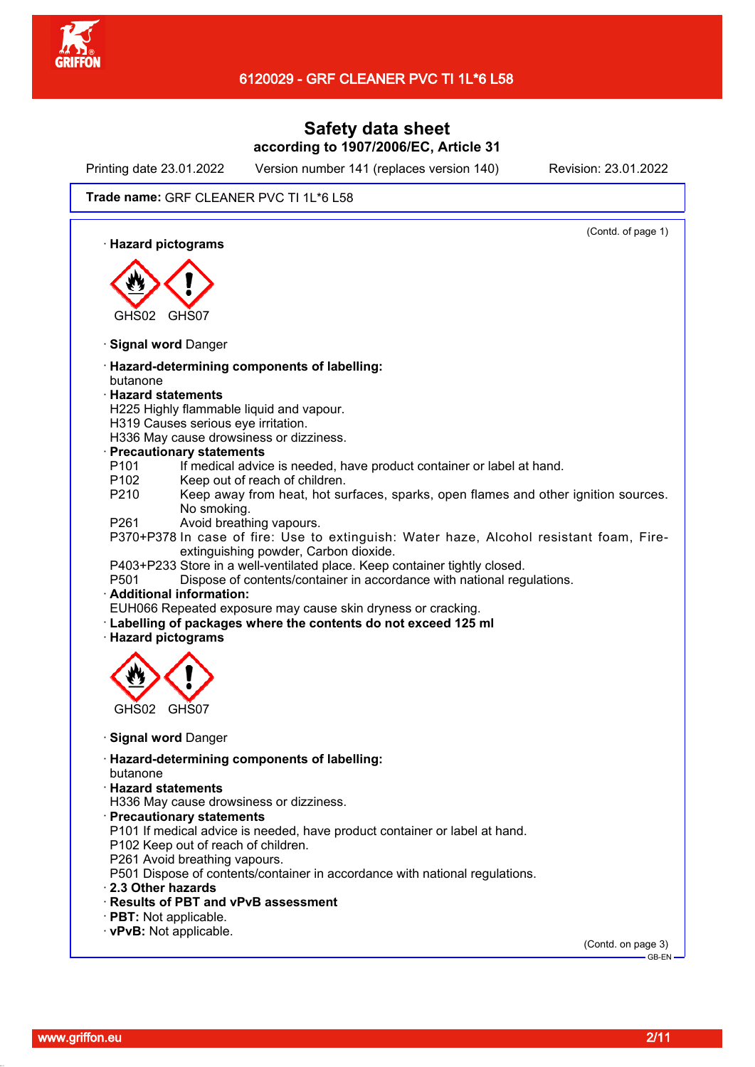# Safety data sheet
**according to 1907/2006/EC, Article 31**

Printing date 23.01.2022 Version number 141 (replaces version 140) Revision: 23.01.2022

**Trade name:** GRF CLEANER PVC TI 1L*6 L58

(Contd. of page 1)

· **Hazard pictograms**

GHS02 GHS07

· **Signal word** Danger

· **Hazard-determining components of labelling:**
butanone

· **Hazard statements**
H225 Highly flammable liquid and vapour.
H319 Causes serious eye irritation.
H336 May cause drowsiness or dizziness.

· **Precautionary statements**
P101 If medical advice is needed, have product container or label at hand.
P102 Keep out of reach of children.
P210 Keep away from heat, hot surfaces, sparks, open flames and other ignition sources. No smoking.
P261 Avoid breathing vapours.
P370+P378 In case of fire: Use to extinguish: Water haze, Alcohol resistant foam, Fire-extinguishing powder, Carbon dioxide.
P403+P233 Store in a well-ventilated place. Keep container tightly closed.
P501 Dispose of contents/container in accordance with national regulations.

· **Additional information:**
EUH066 Repeated exposure may cause skin dryness or cracking.

· **Labelling of packages where the contents do not exceed 125 ml**

· **Hazard pictograms**

GHS02 GHS07

· **Signal word** Danger

· **Hazard-determining components of labelling:**
butanone

· **Hazard statements**
H336 May cause drowsiness or dizziness.

· **Precautionary statements**
P101 If medical advice is needed, have product container or label at hand.
P102 Keep out of reach of children.
P261 Avoid breathing vapours.
P501 Dispose of contents/container in accordance with national regulations.

· **2.3 Other hazards**

· **Results of PBT and vPvB assessment**

· **PBT:** Not applicable.

· **vPvB:** Not applicable.

(Contd. on page 3)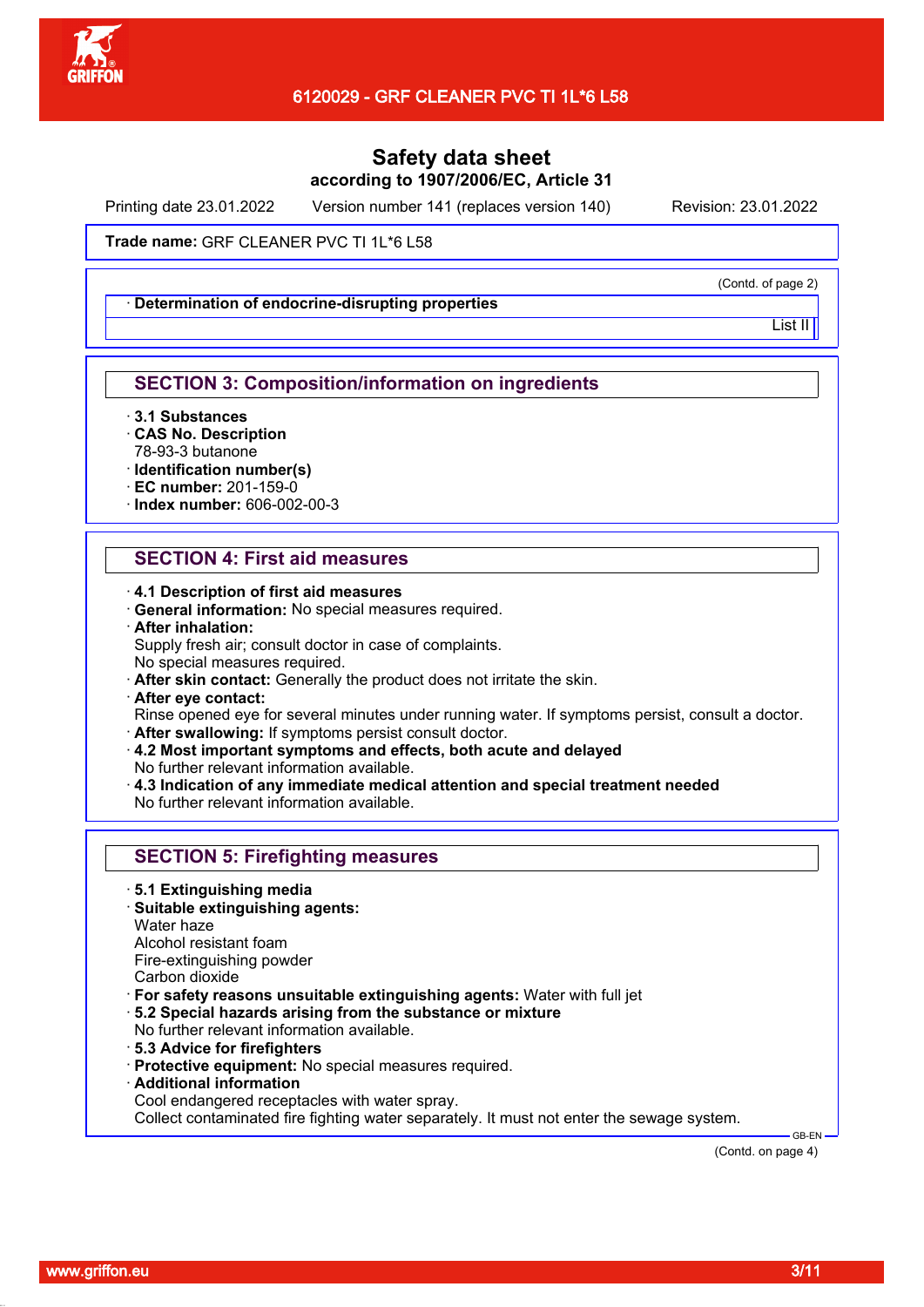Safety data sheet
according to 1907/2006/EC, Article 31

Printing date 23.01.2022 Version number 141 (replaces version 140) Revision: 23.01.2022

**Trade name:** GRF CLEANER PVC TI 1L*6 L58

(Contd. of page 2)

· **Determination of endocrine-disrupting properties**

List II

## SECTION 3: Composition/information on ingredients

· **3.1 Substances**
· **CAS No. Description**
78-93-3 butanone
· **Identification number(s)**
· **EC number:** 201-159-0
· **Index number:** 606-002-00-3

## SECTION 4: First aid measures

· **4.1 Description of first aid measures**
· **General information:** No special measures required.
· **After inhalation:**
Supply fresh air; consult doctor in case of complaints.
No special measures required.
· **After skin contact:** Generally the product does not irritate the skin.
· **After eye contact:**
Rinse opened eye for several minutes under running water. If symptoms persist, consult a doctor.
· **After swallowing:** If symptoms persist consult doctor.
· **4.2 Most important symptoms and effects, both acute and delayed**
No further relevant information available.
· **4.3 Indication of any immediate medical attention and special treatment needed**
No further relevant information available.

## SECTION 5: Firefighting measures

· **5.1 Extinguishing media**
· **Suitable extinguishing agents:**
Water haze
Alcohol resistant foam
Fire-extinguishing powder
Carbon dioxide
· **For safety reasons unsuitable extinguishing agents:** Water with full jet
· **5.2 Special hazards arising from the substance or mixture**
No further relevant information available.
· **5.3 Advice for firefighters**
· **Protective equipment:** No special measures required.
· **Additional information**
Cool endangered receptacles with water spray.
Collect contaminated fire fighting water separately. It must not enter the sewage system.

(Contd. on page 4)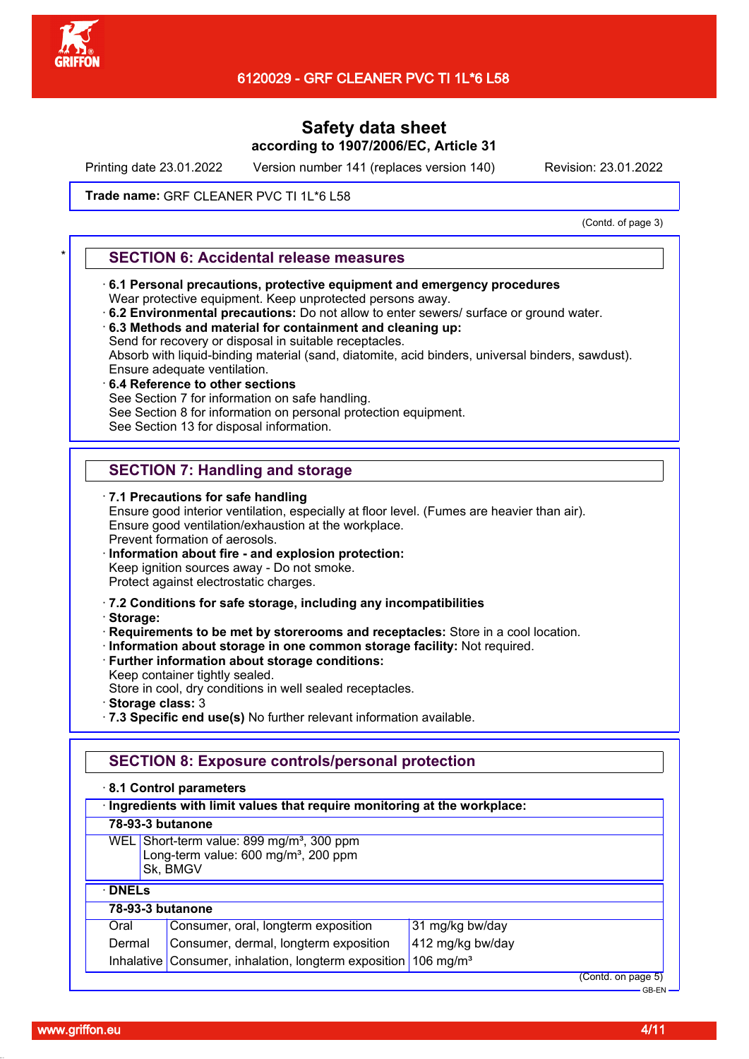Trade name: GRF CLEANER PVC TI 1L*6 L58

(Contd. of page 3)

## SECTION 6: Accidental release measures

· **6.1 Personal precautions, protective equipment and emergency procedures**
Wear protective equipment. Keep unprotected persons away.
· **6.2 Environmental precautions:** Do not allow to enter sewers/ surface or ground water.
· **6.3 Methods and material for containment and cleaning up:**
Send for recovery or disposal in suitable receptacles.
Absorb with liquid-binding material (sand, diatomite, acid binders, universal binders, sawdust).
Ensure adequate ventilation.
· **6.4 Reference to other sections**
See Section 7 for information on safe handling.
See Section 8 for information on personal protection equipment.
See Section 13 for disposal information.

## SECTION 7: Handling and storage

· **7.1 Precautions for safe handling**
Ensure good interior ventilation, especially at floor level. (Fumes are heavier than air).
Ensure good ventilation/exhaustion at the workplace.
Prevent formation of aerosols.
· **Information about fire - and explosion protection:**
Keep ignition sources away - Do not smoke.
Protect against electrostatic charges.

· **7.2 Conditions for safe storage, including any incompatibilities**
· **Storage:**
· **Requirements to be met by storerooms and receptacles:** Store in a cool location.
· **Information about storage in one common storage facility:** Not required.
· **Further information about storage conditions:**
Keep container tightly sealed.
Store in cool, dry conditions in well sealed receptacles.
· **Storage class:** 3
· **7.3 Specific end use(s)** No further relevant information available.

## SECTION 8: Exposure controls/personal protection

· **8.1 Control parameters**

· **Ingredients with limit values that require monitoring at the workplace:**

**78-93-3 butanone**

| | |
|---|---|
| WEL | Short-term value: 899 mg/m³, 300 ppm<br>Long-term value: 600 mg/m³, 200 ppm<br>Sk, BMGV |

· **DNELs**

**78-93-3 butanone**

| | | |
|---|---|---|
| Oral | Consumer, oral, longterm exposition | 31 mg/kg bw/day |
| Dermal | Consumer, dermal, longterm exposition | 412 mg/kg bw/day |
| Inhalative | Consumer, inhalation, longterm exposition | 106 mg/m³ |

(Contd. on page 5)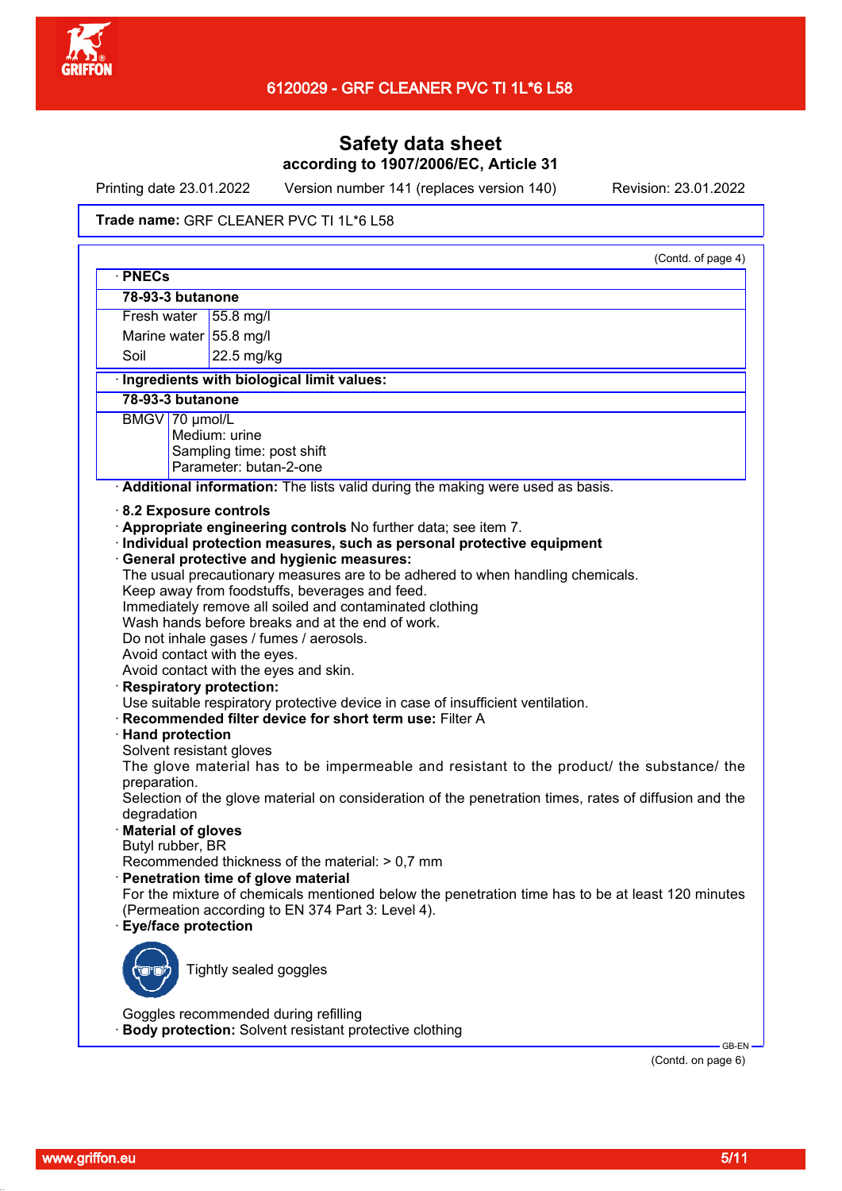**Safety data sheet**
**according to 1907/2006/EC, Article 31**

Printing date 23.01.2022 Version number 141 (replaces version 140) Revision: 23.01.2022

**Trade name:** GRF CLEANER PVC TI 1L*6 L58

(Contd. of page 4)

· **PNECs**

| **78-93-3 butanone** | |
|---|---|
| Fresh water | 55.8 mg/l |
| Marine water | 55.8 mg/l |
| Soil | 22.5 mg/kg |

· **Ingredients with biological limit values:**

| **78-93-3 butanone** | |
|---|---|
| BMGV | 70 µmol/L<br>Medium: urine<br>Sampling time: post shift<br>Parameter: butan-2-one |

· **Additional information:** The lists valid during the making were used as basis.

· **8.2 Exposure controls**
· **Appropriate engineering controls** No further data; see item 7.
· **Individual protection measures, such as personal protective equipment**
· **General protective and hygienic measures:**
The usual precautionary measures are to be adhered to when handling chemicals.
Keep away from foodstuffs, beverages and feed.
Immediately remove all soiled and contaminated clothing
Wash hands before breaks and at the end of work.
Do not inhale gases / fumes / aerosols.
Avoid contact with the eyes.
Avoid contact with the eyes and skin.
· **Respiratory protection:**
Use suitable respiratory protective device in case of insufficient ventilation.
· **Recommended filter device for short term use:** Filter A
· **Hand protection**
Solvent resistant gloves
The glove material has to be impermeable and resistant to the product/ the substance/ the preparation.
Selection of the glove material on consideration of the penetration times, rates of diffusion and the degradation
· **Material of gloves**
Butyl rubber, BR
Recommended thickness of the material: > 0,7 mm
· **Penetration time of glove material**
For the mixture of chemicals mentioned below the penetration time has to be at least 120 minutes (Permeation according to EN 374 Part 3: Level 4).
· **Eye/face protection**

Tightly sealed goggles

Goggles recommended during refilling
· **Body protection:** Solvent resistant protective clothing

(Contd. on page 6)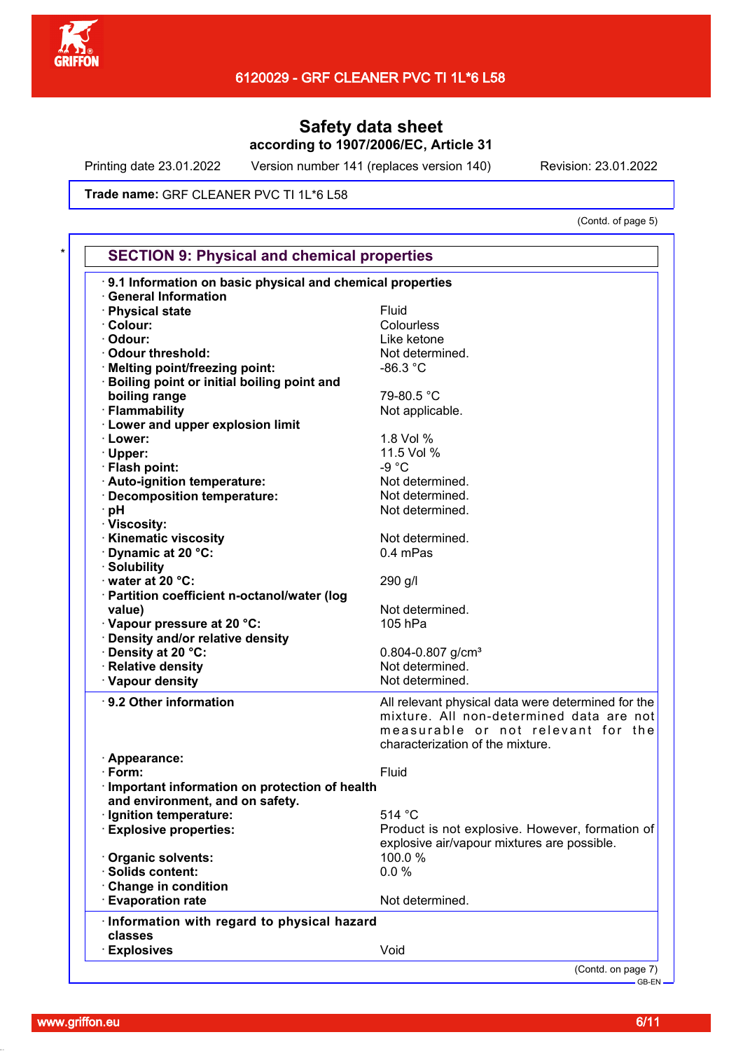Safety data sheet
according to 1907/2006/EC, Article 31

Printing date 23.01.2022 Version number 141 (replaces version 140) Revision: 23.01.2022

**Trade name:** GRF CLEANER PVC TI 1L*6 L58

(Contd. of page 5)

## SECTION 9: Physical and chemical properties

| | |
|---|---|
| **· 9.1 Information on basic physical and chemical properties** | |
| **· General Information** | |
| **· Physical state** | Fluid |
| **· Colour:** | Colourless |
| **· Odour:** | Like ketone |
| **· Odour threshold:** | Not determined. |
| **· Melting point/freezing point:** | -86.3 °C |
| **· Boiling point or initial boiling point and boiling range** | 79-80.5 °C |
| **· Flammability** | Not applicable. |
| **· Lower and upper explosion limit** | |
| **· Lower:** | 1.8 Vol % |
| **· Upper:** | 11.5 Vol % |
| **· Flash point:** | -9 °C |
| **· Auto-ignition temperature:** | Not determined. |
| **· Decomposition temperature:** | Not determined. |
| **· pH** | Not determined. |
| **· Viscosity:** | |
| **· Kinematic viscosity** | Not determined. |
| **· Dynamic at 20 °C:** | 0.4 mPas |
| **· Solubility** | |
| **· water at 20 °C:** | 290 g/l |
| **· Partition coefficient n-octanol/water (log value)** | Not determined. |
| **· Vapour pressure at 20 °C:** | 105 hPa |
| **· Density and/or relative density** | |
| **· Density at 20 °C:** | 0.804-0.807 g/cm³ |
| **· Relative density** | Not determined. |
| **· Vapour density** | Not determined. |

| | |
|---|---|
| **· 9.2 Other information** | All relevant physical data were determined for the mixture. All non-determined data are not measurable or not relevant for the characterization of the mixture. |
| **· Appearance:** | |
| **· Form:** | Fluid |
| **· Important information on protection of health and environment, and on safety.** | |
| **· Ignition temperature:** | 514 °C |
| **· Explosive properties:** | Product is not explosive. However, formation of explosive air/vapour mixtures are possible. |
| **· Organic solvents:** | 100.0 % |
| **· Solids content:** | 0.0 % |
| **· Change in condition** | |
| **· Evaporation rate** | Not determined. |

| | |
|---|---|
| **· Information with regard to physical hazard classes** | |
| **· Explosives** | Void |

(Contd. on page 7)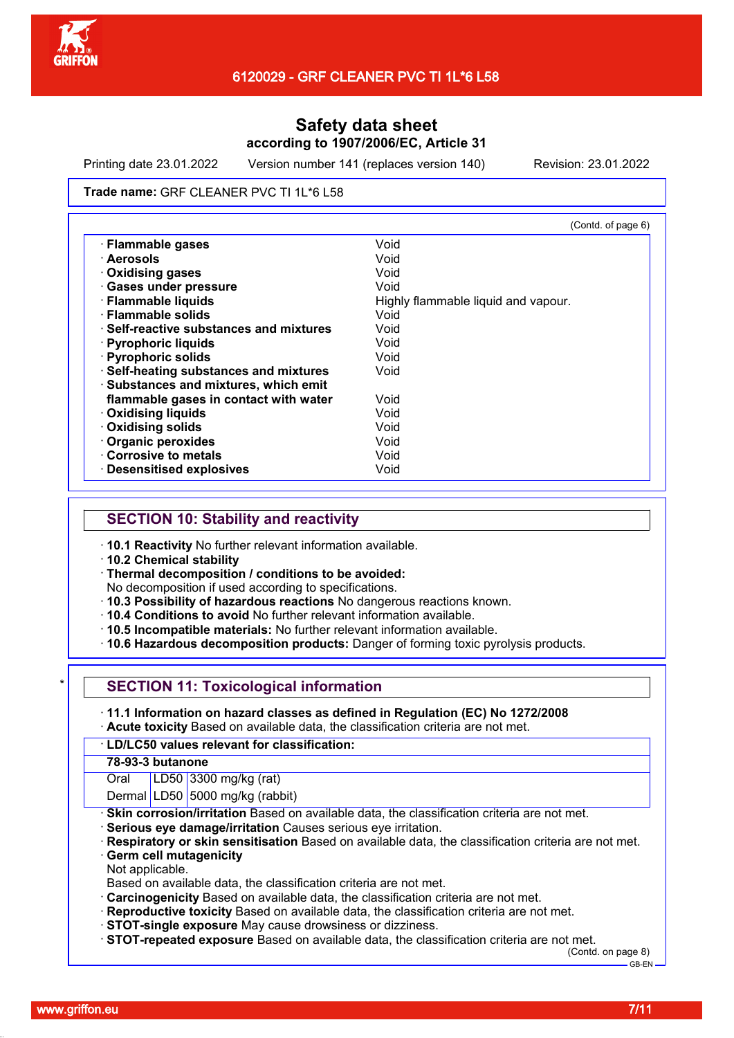# Safety data sheet

**according to 1907/2006/EC, Article 31**

Printing date 23.01.2022 | Version number 141 (replaces version 140) | Revision: 23.01.2022

**Trade name:** GRF CLEANER PVC TI 1L*6 L58

(Contd. of page 6)

| | |
|---|---|
| · **Flammable gases** | Void |
| · **Aerosols** | Void |
| · **Oxidising gases** | Void |
| · **Gases under pressure** | Void |
| · **Flammable liquids** | Highly flammable liquid and vapour. |
| · **Flammable solids** | Void |
| · **Self-reactive substances and mixtures** | Void |
| · **Pyrophoric liquids** | Void |
| · **Pyrophoric solids** | Void |
| · **Self-heating substances and mixtures** | Void |
| · **Substances and mixtures, which emit flammable gases in contact with water** | Void |
| · **Oxidising liquids** | Void |
| · **Oxidising solids** | Void |
| · **Organic peroxides** | Void |
| · **Corrosive to metals** | Void |
| · **Desensitised explosives** | Void |

## SECTION 10: Stability and reactivity

· **10.1 Reactivity** No further relevant information available.

· **10.2 Chemical stability**

· **Thermal decomposition / conditions to be avoided:**
No decomposition if used according to specifications.

· **10.3 Possibility of hazardous reactions** No dangerous reactions known.

· **10.4 Conditions to avoid** No further relevant information available.

· **10.5 Incompatible materials:** No further relevant information available.

· **10.6 Hazardous decomposition products:** Danger of forming toxic pyrolysis products.

\*

## SECTION 11: Toxicological information

· **11.1 Information on hazard classes as defined in Regulation (EC) No 1272/2008**

· **Acute toxicity** Based on available data, the classification criteria are not met.

| · **LD/LC50 values relevant for classification:** | | |
|---|---|---|
| **78-93-3 butanone** | | |
| Oral | LD50 | 3300 mg/kg (rat) |
| Dermal | LD50 | 5000 mg/kg (rabbit) |

· **Skin corrosion/irritation** Based on available data, the classification criteria are not met.

· **Serious eye damage/irritation** Causes serious eye irritation.

· **Respiratory or skin sensitisation** Based on available data, the classification criteria are not met.

· **Germ cell mutagenicity**
Not applicable.
Based on available data, the classification criteria are not met.

· **Carcinogenicity** Based on available data, the classification criteria are not met.

· **Reproductive toxicity** Based on available data, the classification criteria are not met.

· **STOT-single exposure** May cause drowsiness or dizziness.

· **STOT-repeated exposure** Based on available data, the classification criteria are not met.

(Contd. on page 8)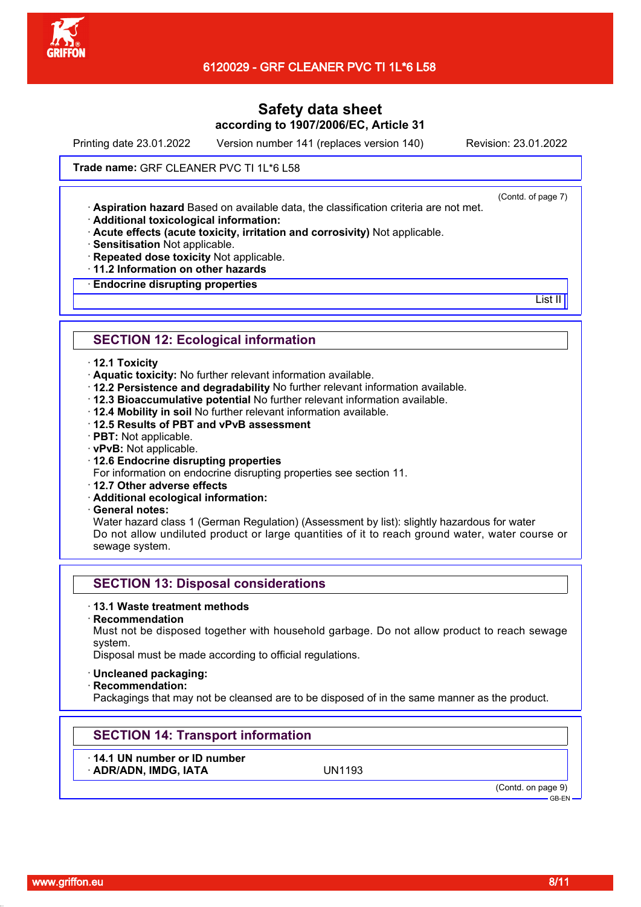**Safety data sheet**
**according to 1907/2006/EC, Article 31**

Printing date 23.01.2022 Version number 141 (replaces version 140) Revision: 23.01.2022

**Trade name:** GRF CLEANER PVC TI 1L*6 L58

(Contd. of page 7)

· **Aspiration hazard** Based on available data, the classification criteria are not met.
· **Additional toxicological information:**
· **Acute effects (acute toxicity, irritation and corrosivity)** Not applicable.
· **Sensitisation** Not applicable.
· **Repeated dose toxicity** Not applicable.
· **11.2 Information on other hazards**

| · **Endocrine disrupting properties** |
| --- |
| List II |

## SECTION 12: Ecological information

· **12.1 Toxicity**
· **Aquatic toxicity:** No further relevant information available.
· **12.2 Persistence and degradability** No further relevant information available.
· **12.3 Bioaccumulative potential** No further relevant information available.
· **12.4 Mobility in soil** No further relevant information available.
· **12.5 Results of PBT and vPvB assessment**
· **PBT:** Not applicable.
· **vPvB:** Not applicable.
· **12.6 Endocrine disrupting properties**
For information on endocrine disrupting properties see section 11.
· **12.7 Other adverse effects**
· **Additional ecological information:**
· **General notes:**
Water hazard class 1 (German Regulation) (Assessment by list): slightly hazardous for water
Do not allow undiluted product or large quantities of it to reach ground water, water course or sewage system.

## SECTION 13: Disposal considerations

· **13.1 Waste treatment methods**
· **Recommendation**
Must not be disposed together with household garbage. Do not allow product to reach sewage system.
Disposal must be made according to official regulations.

· **Uncleaned packaging:**
· **Recommendation:**
Packagings that may not be cleansed are to be disposed of in the same manner as the product.

## SECTION 14: Transport information

| · **14.1 UN number or ID number** | |
| --- | --- |
| · **ADR/ADN, IMDG, IATA** | UN1193 |

(Contd. on page 9)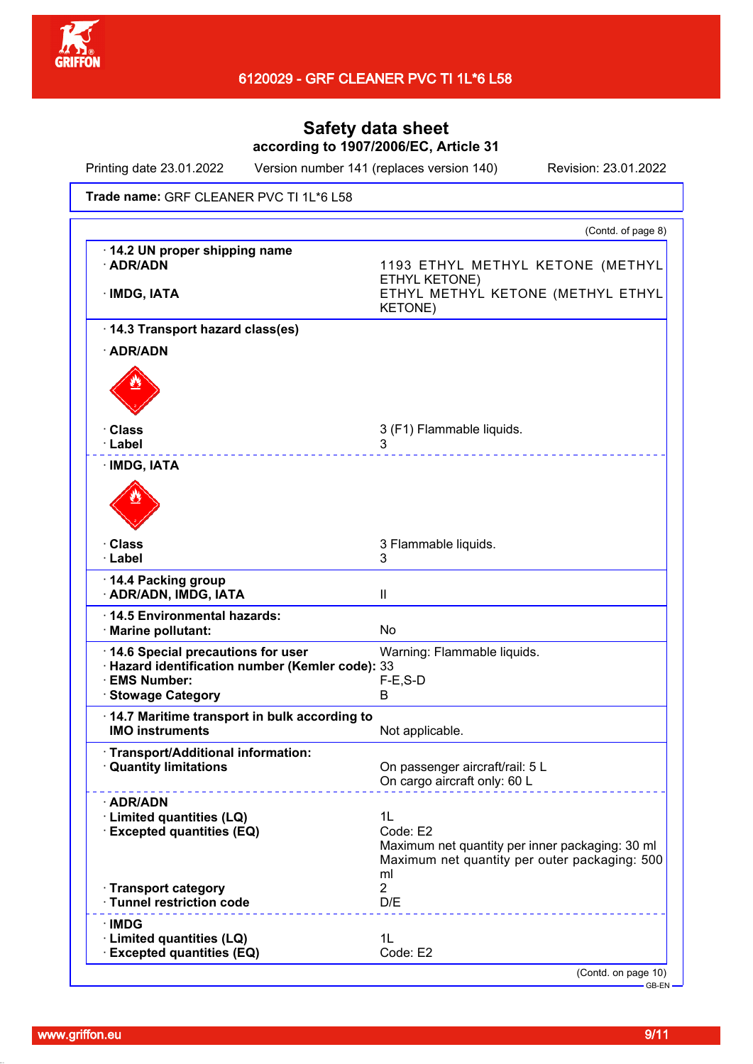**Safety data sheet**
**according to 1907/2006/EC, Article 31**

Printing date 23.01.2022 | Version number 141 (replaces version 140) | Revision: 23.01.2022

**Trade name:** GRF CLEANER PVC TI 1L*6 L58

(Contd. of page 8)

| | |
|---|---|
| **· 14.2 UN proper shipping name** | |
| **· ADR/ADN** | 1193 ETHYL METHYL KETONE (METHYL ETHYL KETONE) |
| **· IMDG, IATA** | ETHYL METHYL KETONE (METHYL ETHYL KETONE) |
| **· 14.3 Transport hazard class(es)** | |
| **· ADR/ADN** | |
| **· Class** | 3 (F1) Flammable liquids. |
| **· Label** | 3 |
| **· IMDG, IATA** | |
| **· Class** | 3 Flammable liquids. |
| **· Label** | 3 |
| **· 14.4 Packing group** | |
| **· ADR/ADN, IMDG, IATA** | II |
| **· 14.5 Environmental hazards:** | |
| **· Marine pollutant:** | No |
| **· 14.6 Special precautions for user** | Warning: Flammable liquids. |
| **· Hazard identification number (Kemler code):** | 33 |
| **· EMS Number:** | F-E,S-D |
| **· Stowage Category** | B |
| **· 14.7 Maritime transport in bulk according to IMO instruments** | Not applicable. |
| **· Transport/Additional information:** | |
| **· Quantity limitations** | On passenger aircraft/rail: 5 L<br>On cargo aircraft only: 60 L |
| **· ADR/ADN** | |
| **· Limited quantities (LQ)** | 1L |
| **· Excepted quantities (EQ)** | Code: E2<br>Maximum net quantity per inner packaging: 30 ml<br>Maximum net quantity per outer packaging: 500 ml |
| **· Transport category** | 2 |
| **· Tunnel restriction code** | D/E |
| **· IMDG** | |
| **· Limited quantities (LQ)** | 1L |
| **· Excepted quantities (EQ)** | Code: E2 |

(Contd. on page 10)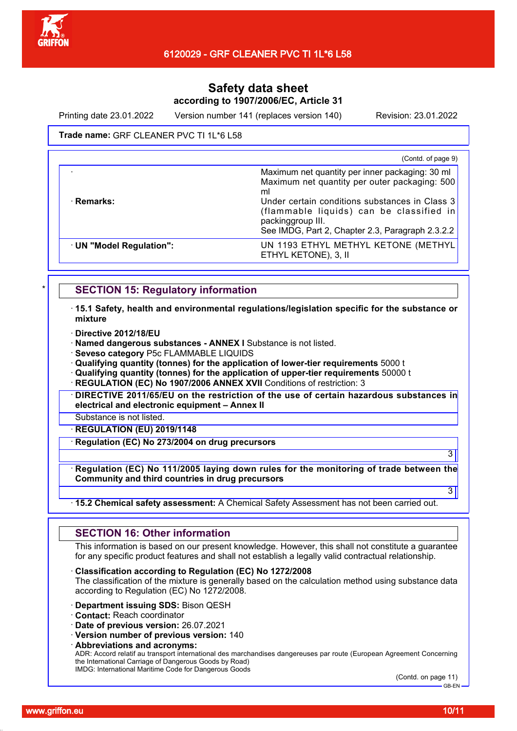**Trade name:** GRF CLEANER PVC TI 1L*6 L58

(Contd. of page 9)

| | |
|---|---|
| · | Maximum net quantity per inner packaging: 30 ml<br>Maximum net quantity per outer packaging: 500 ml |
| · **Remarks:** | Under certain conditions substances in Class 3 (flammable liquids) can be classified in packinggroup III.<br>See IMDG, Part 2, Chapter 2.3, Paragraph 2.3.2.2 |
| · **UN "Model Regulation":** | UN 1193 ETHYL METHYL KETONE (METHYL ETHYL KETONE), 3, II |

\*

## SECTION 15: Regulatory information

· **15.1 Safety, health and environmental regulations/legislation specific for the substance or mixture**

· **Directive 2012/18/EU**
· **Named dangerous substances - ANNEX I** Substance is not listed.
· **Seveso category** P5c FLAMMABLE LIQUIDS
· **Qualifying quantity (tonnes) for the application of lower-tier requirements** 5000 t
· **Qualifying quantity (tonnes) for the application of upper-tier requirements** 50000 t
· **REGULATION (EC) No 1907/2006 ANNEX XVII** Conditions of restriction: 3
· **DIRECTIVE 2011/65/EU on the restriction of the use of certain hazardous substances in electrical and electronic equipment – Annex II**

Substance is not listed.

· **REGULATION (EU) 2019/1148**
· **Regulation (EC) No 273/2004 on drug precursors**

3

· **Regulation (EC) No 111/2005 laying down rules for the monitoring of trade between the Community and third countries in drug precursors**

3

· **15.2 Chemical safety assessment:** A Chemical Safety Assessment has not been carried out.

## SECTION 16: Other information

This information is based on our present knowledge. However, this shall not constitute a guarantee for any specific product features and shall not establish a legally valid contractual relationship.

· **Classification according to Regulation (EC) No 1272/2008**
The classification of the mixture is generally based on the calculation method using substance data according to Regulation (EC) No 1272/2008.

· **Department issuing SDS:** Bison QESH
· **Contact:** Reach coordinator
· **Date of previous version:** 26.07.2021
· **Version number of previous version:** 140
· **Abbreviations and acronyms:**
ADR: Accord relatif au transport international des marchandises dangereuses par route (European Agreement Concerning the International Carriage of Dangerous Goods by Road)
IMDG: International Maritime Code for Dangerous Goods

(Contd. on page 11)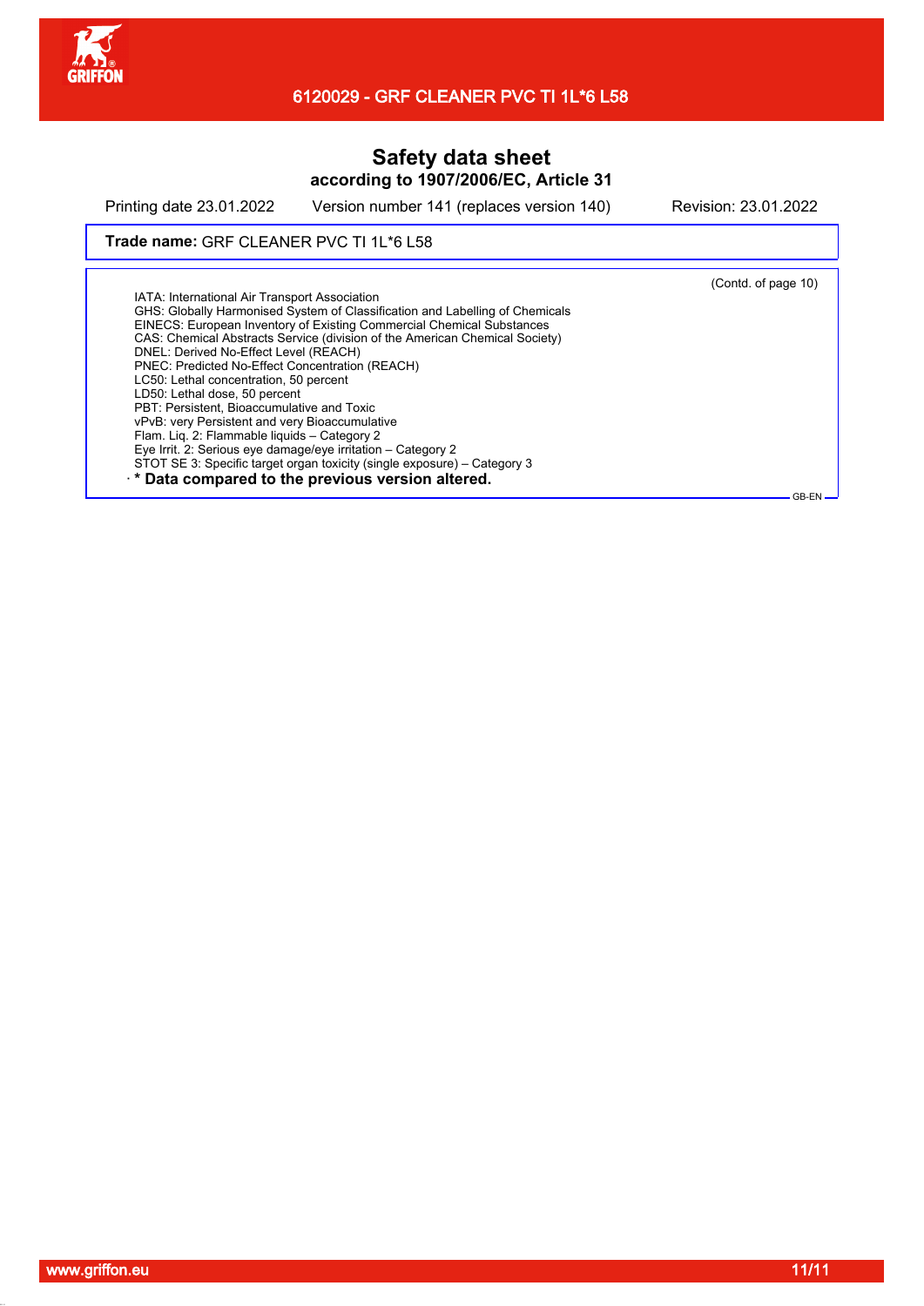# Safety data sheet

**according to 1907/2006/EC, Article 31**

Printing date 23.01.2022 Version number 141 (replaces version 140) Revision: 23.01.2022

**Trade name:** GRF CLEANER PVC TI 1L*6 L58

(Contd. of page 10)

IATA: International Air Transport Association
GHS: Globally Harmonised System of Classification and Labelling of Chemicals
EINECS: European Inventory of Existing Commercial Chemical Substances
CAS: Chemical Abstracts Service (division of the American Chemical Society)
DNEL: Derived No-Effect Level (REACH)
PNEC: Predicted No-Effect Concentration (REACH)
LC50: Lethal concentration, 50 percent
LD50: Lethal dose, 50 percent
PBT: Persistent, Bioaccumulative and Toxic
vPvB: very Persistent and very Bioaccumulative
Flam. Liq. 2: Flammable liquids – Category 2
Eye Irrit. 2: Serious eye damage/eye irritation – Category 2
STOT SE 3: Specific target organ toxicity (single exposure) – Category 3

· **\* Data compared to the previous version altered.**

GB-EN